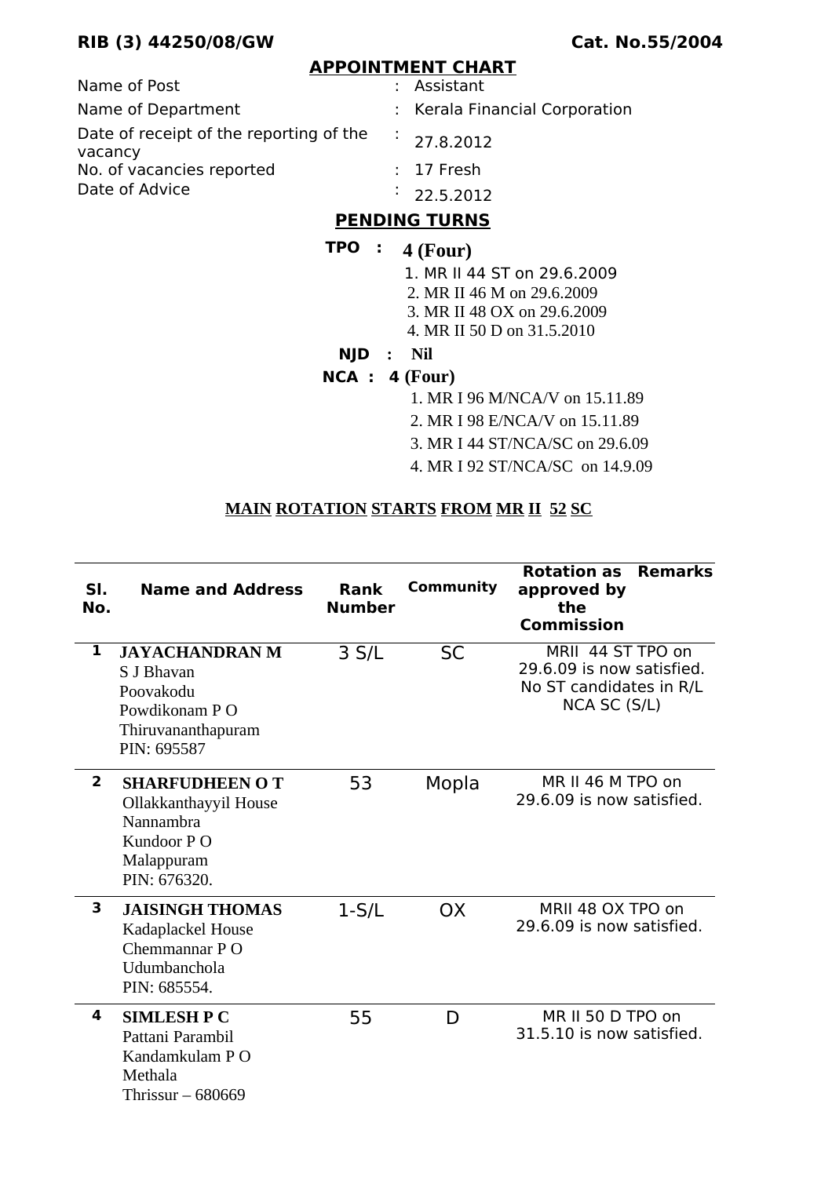**RIB (3) 44250/08/GW** **Cat. No.55/2004**

## APPOINTMENT CHART

| | | |
|---|---|---|
| Name of Post | : | Assistant |
| Name of Department | : | Kerala Financial Corporation |
| Date of receipt of the reporting of the vacancy | : | 27.8.2012 |
| No. of vacancies reported | : | 17 Fresh |
| Date of Advice | : | 22.5.2012 |

## PENDING TURNS

**TPO : 4 (Four)**

1. MR II 44 ST on 29.6.2009
2. MR II 46 M on 29.6.2009
3. MR II 48 OX on 29.6.2009
4. MR II 50 D on 31.5.2010

**NJD : Nil**

**NCA : 4 (Four)**

1. MR I 96 M/NCA/V on 15.11.89
2. MR I 98 E/NCA/V on 15.11.89
3. MR I 44 ST/NCA/SC on 29.6.09
4. MR I 92 ST/NCA/SC on 14.9.09

**MAIN ROTATION STARTS FROM MR II 52 SC**

| Sl. No. | Name and Address | Rank Number | Community | Rotation as approved by the Commission | Remarks |
|---|---|---|---|---|---|
| 1 | **JAYACHANDRAN M**<br>S J Bhavan<br>Poovakodu<br>Powdikonam P O<br>Thiruvananthapuram<br>PIN: 695587 | 3 S/L | SC | MRII 44 ST TPO on 29.6.09 is now satisfied. No ST candidates in R/L NCA SC (S/L) | |
| 2 | **SHARFUDHEEN O T**<br>Ollakkanthayyil House<br>Nannambra<br>Kundoor P O<br>Malappuram<br>PIN: 676320. | 53 | Mopla | MR II 46 M TPO on 29.6.09 is now satisfied. | |
| 3 | **JAISINGH THOMAS**<br>Kadaplackel House<br>Chemmannar P O<br>Udumbanchola<br>PIN: 685554. | 1-S/L | OX | MRII 48 OX TPO on 29.6.09 is now satisfied. | |
| 4 | **SIMLESH P C**<br>Pattani Parambil<br>Kandamkulam P O<br>Methala<br>Thrissur – 680669 | 55 | D | MR II 50 D TPO on 31.5.10 is now satisfied. | |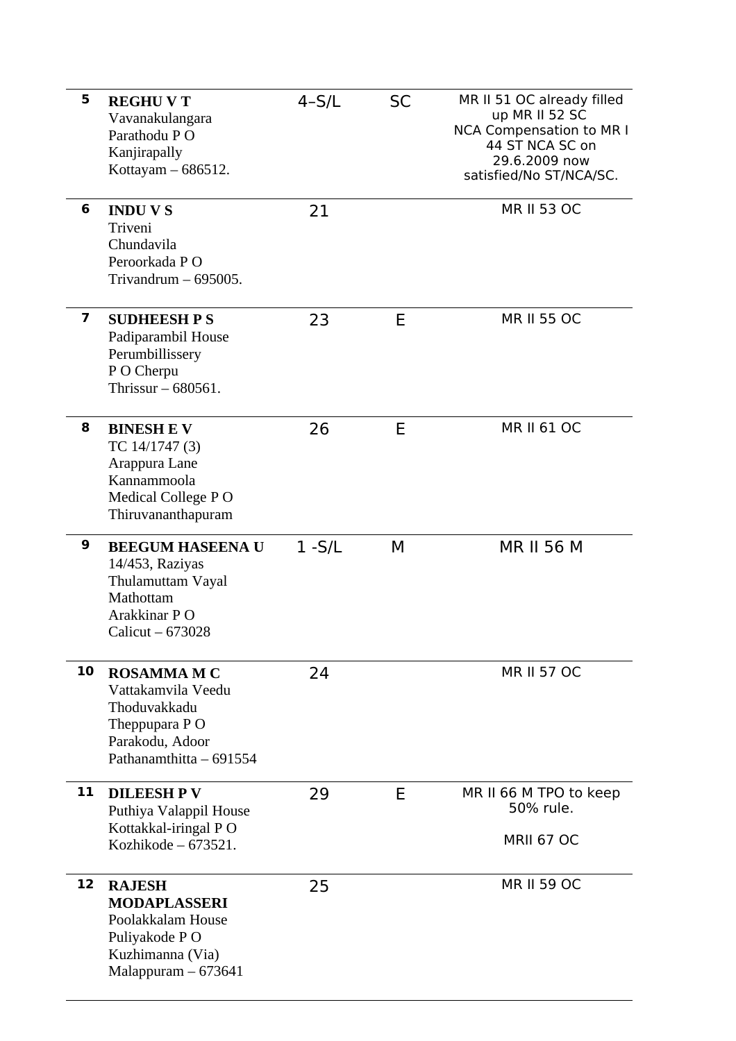| | | | | |
|---|---|---|---|---|
| 5 | **REGHU V T**<br>Vavanakulangara<br>Parathodu P O<br>Kanjirapally<br>Kottayam – 686512. | 4–S/L | SC | MR II 51 OC already filled up MR II 52 SC<br>NCA Compensation to MR I 44 ST NCA SC on 29.6.2009 now satisfied/No ST/NCA/SC. |
| 6 | **INDU V S**<br>Triveni<br>Chundavila<br>Peroorkada P O<br>Trivandrum – 695005. | 21 | | MR II 53 OC |
| 7 | **SUDHEESH P S**<br>Padiparambil House<br>Perumbillissery<br>P O Cherpu<br>Thrissur – 680561. | 23 | E | MR II 55 OC |
| 8 | **BINESH E V**<br>TC 14/1747 (3)<br>Arappura Lane<br>Kannammoola<br>Medical College P O<br>Thiruvananthapuram | 26 | E | MR II 61 OC |
| 9 | **BEEGUM HASEENA U**<br>14/453, Raziyas<br>Thulamuttam Vayal<br>Mathottam<br>Arakkinar P O<br>Calicut – 673028 | 1 -S/L | M | MR II 56 M |
| 10 | **ROSAMMA M C**<br>Vattakamvila Veedu<br>Thoduvakkadu<br>Theppupara P O<br>Parakodu, Adoor<br>Pathanamthitta – 691554 | 24 | | MR II 57 OC |
| 11 | **DILEESH P V**<br>Puthiya Valappil House<br>Kottakkal-iringal P O<br>Kozhikode – 673521. | 29 | E | MR II 66 M TPO to keep 50% rule.<br><br>MRII 67 OC |
| 12 | **RAJESH MODAPLASSERI**<br>Poolakkalam House<br>Puliyakode P O<br>Kuzhimanna (Via)<br>Malappuram – 673641 | 25 | | MR II 59 OC |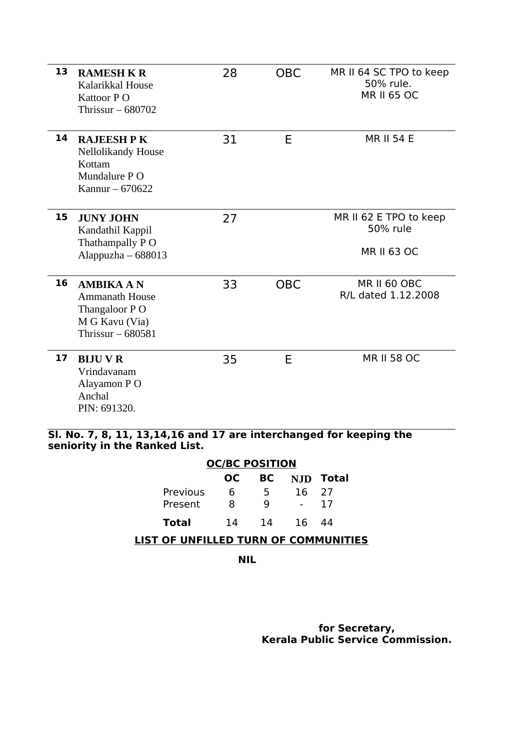| | | | | |
|---|---|---|---|---|
| **13** | **RAMESH K R**<br>Kalarikkal House<br>Kattoor P O<br>Thrissur – 680702 | 28 | OBC | MR II 64 SC TPO to keep 50% rule.<br>MR II 65 OC |
| **14** | **RAJEESH P K**<br>Nellolikandy House<br>Kottam<br>Mundalure P O<br>Kannur – 670622 | 31 | E | MR II 54 E |
| **15** | **JUNY JOHN**<br>Kandathil Kappil<br>Thathampally P O<br>Alappuzha – 688013 | 27 | | MR II 62 E TPO to keep 50% rule<br>MR II 63 OC |
| **16** | **AMBIKA A N**<br>Ammanath House<br>Thangaloor P O<br>M G Kavu (Via)<br>Thrissur – 680581 | 33 | OBC | MR II 60 OBC<br>R/L dated 1.12.2008 |
| **17** | **BIJU V R**<br>Vrindavanam<br>Alayamon P O<br>Anchal<br>PIN: 691320. | 35 | E | MR II 58 OC |

**Sl. No. 7, 8, 11, 13,14,16 and 17 are interchanged for keeping the seniority in the Ranked List.**

**OC/BC POSITION**

| | OC | BC | NJD | Total |
|---|---|---|---|---|
| Previous | 6 | 5 | 16 | 27 |
| Present | 8 | 9 | - | 17 |
| **Total** | 14 | 14 | 16 | 44 |

**LIST OF UNFILLED TURN OF COMMUNITIES**

**NIL**

**for Secretary,**
**Kerala Public Service Commission.**